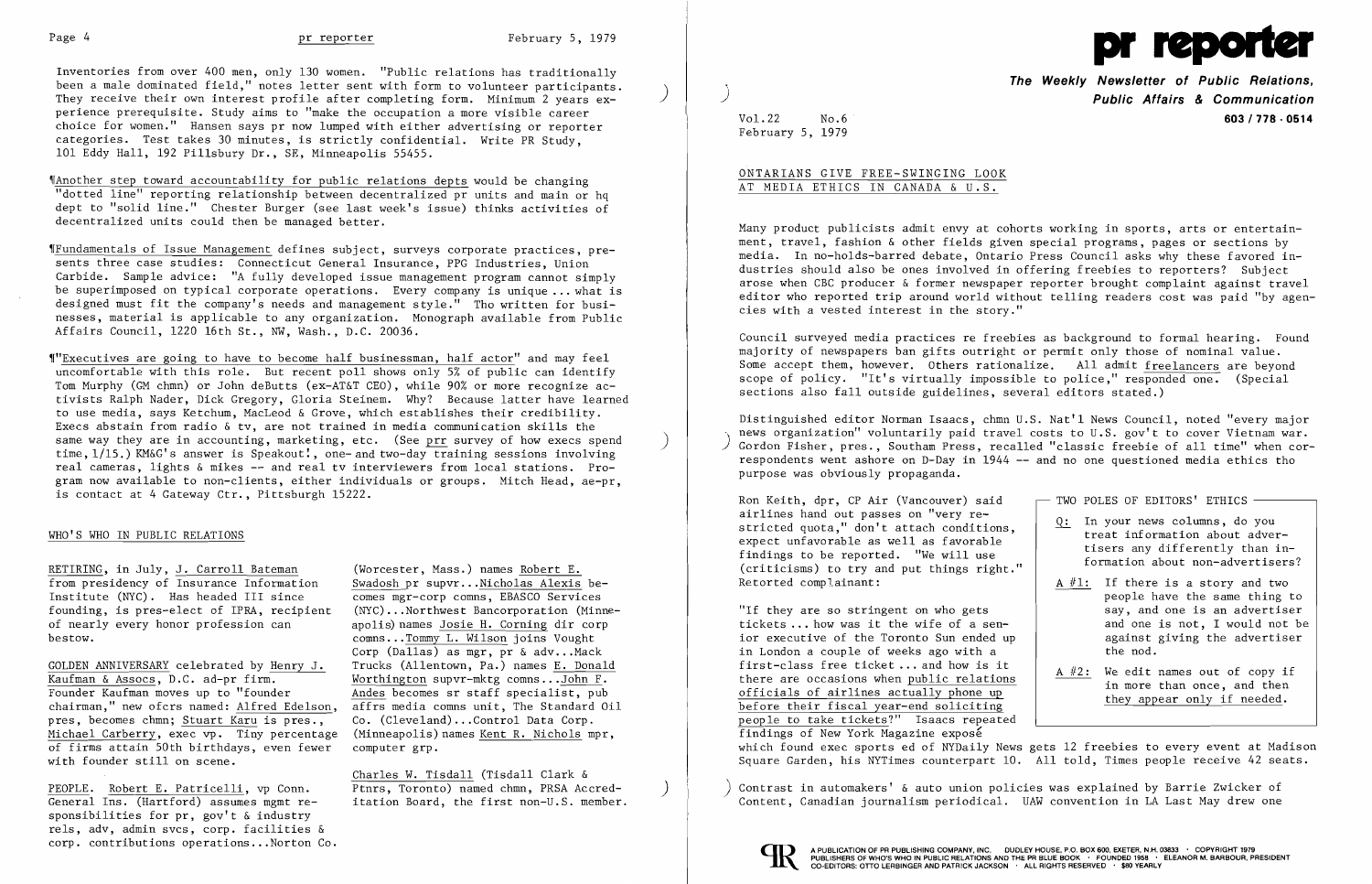Inventories from over 400 men, only 130 women. "Public relations has traditionally been a male dominated field," notes letter sent with form to volunteer participants. They receive their own interest profile after completing form. Minimum 2 years experience prerequisite. Study aims to "make the occupation a more visible career choice for women." Hansen says pr now lumped with either advertising or reporter categories. Test takes 30 minutes, is strictly confidential. Write PR Study, 101 Eddy Hall, 192 Pillsbury Dr., SE, Minneapolis 55455.

¶Another step toward accountability for public relations depts would be changing "dotted line" reporting relationship between decentralized pr units and main or hq dept to "solid line." Chester Burger (see last week's issue) thinks activities of decentralized units could then be managed better.

¶Fundamentals of Issue Management defines subject, surveys corporate practices, presents three case studies: Connecticut General Insurance, PPG Industries, Union Carbide. Sample advice: "A fully developed issue management program cannot simply be superimposed on typical corporate operations. Every company is unique ... what is designed must fit the company's needs and management style." Tho written for businesses, material is applicable to any organization. Monograph available from Public Affairs Council, 1220 16th St., NW, Wash., D.C. 20036.

¶"Executives are going to have to become half businessman, half actor" and may feel uncomfortable with this role. But recent poll shows only 5% of public can identify Tom Murphy (GM chmn) or John deButts (ex-AT&T CEO), while 90% or more recognize activists Ralph Nader, Dick Gregory, Gloria Steinem. Why? Because latter have learned to use media, says Ketchum, MacLeod & Grove, which establishes their credibility. Execs abstain from radio & tv, are not trained in media communication skills the same way they are in accounting, marketing, etc. (See prr survey of how execs spend time, 1/15.) KM&G's answer is Speakout!, one- and two-day training sessions involving real cameras, lights & mikes -- and real tv interviewers from local stations. Program now available to non-clients, either individuals or groups. Mitch Head, ae-pr, is contact at 4 Gateway Ctr., Pittsburgh 15222.

## WHO'S WHO IN PUBLIC RELATIONS

RETIRING, in July, J. Carroll Bateman from presidency of Insurance Information Institute (NYC). Has headed III since founding, is pres-elect of IPRA, recipient of nearly every honor profession can bestow.

GOLDEN ANNIVERSARY celebrated by Henry J. Kaufman & Assocs, D.C. ad-pr firm. Founder Kaufman moves up to "founder chairman," new ofcrs named: Alfred Edelson, pres, becomes chmn; Stuart Karu is pres., Michael Carberry, exec vp. Tiny percentage of firms attain 50th birthdays, even fewer with founder still on scene.

PEOPLE. Robert E. Patricelli, vp Conn. General Ins. (Hartford) assumes mgmt responsibilities for pr, gov't & industry rels, adv, admin svcs, corp. facilities & corp. contributions operations...Norton Co. (Worcester, Mass.) names Robert E. Swadosh pr supvr...Nicholas Alexis becomes mgr-corp comns, EBASCO Services (NYC)...Northwest Bancorporation (Minneapolis) names Josie H. Corning dir corp comns...Tommy L. Wilson joins Vought Corp (Dallas) as mgr, pr & adv...Mack Trucks (Allentown, Pa.) names E. Donald Worthington supvr-mktg comns...John F. Andes becomes sr staff specialist, pub affrs media comns unit, The Standard Oil Co. (Cleveland)...Control Data Corp. (Minneapolis) names Kent R. Nichols mpr, computer grp.

Charles W. Tisdall (Tisdall Clark & Ptnrs, Toronto) named chmn, PRSA Accreditation Board, the first non-U.S. member.

# pr reporter

**The Weekly Newsletter of Public Relations, Public Affairs & Communication**

603 / 778 - 0514

Vol.22 No.6
February 5, 1979

## ONTARIANS GIVE FREE-SWINGING LOOK AT MEDIA ETHICS IN CANADA & U.S.

Many product publicists admit envy at cohorts working in sports, arts or entertainment, travel, fashion & other fields given special programs, pages or sections by media. In no-holds-barred debate, Ontario Press Council asks why these favored industries should also be ones involved in offering freebies to reporters? Subject arose when CBC producer & former newspaper reporter brought complaint against travel editor who reported trip around world without telling readers cost was paid "by agencies with a vested interest in the story."

Council surveyed media practices re freebies as background to formal hearing. Found majority of newspapers ban gifts outright or permit only those of nominal value. Some accept them, however. Others rationalize. All admit freelancers are beyond scope of policy. "It's virtually impossible to police," responded one. (Special sections also fall outside guidelines, several editors stated.)

Distinguished editor Norman Isaacs, chmn U.S. Nat'l News Council, noted "every major news organization" voluntarily paid travel costs to U.S. gov't to cover Vietnam war. Gordon Fisher, pres., Southam Press, recalled "classic freebie of all time" when correspondents went ashore on D-Day in 1944 -- and no one questioned media ethics tho purpose was obviously propaganda.

Ron Keith, dpr, CP Air (Vancouver) said airlines hand out passes on "very restricted quota," don't attach conditions, expect unfavorable as well as favorable findings to be reported. "We will use (criticisms) to try and put things right." Retorted complainant:

"If they are so stringent on who gets tickets ... how was it the wife of a senior executive of the Toronto Sun ended up in London a couple of weeks ago with a first-class free ticket ... and how is it there are occasions when public relations officials of airlines actually phone up before their fiscal year-end soliciting people to take tickets?" Isaacs repeated findings of New York Magazine exposé which found exec sports ed of NYDaily News gets 12 freebies to every event at Madison Square Garden, his NYTimes counterpart 10. All told, Times people receive 42 seats.

> **TWO POLES OF EDITORS' ETHICS**
>
> Q: In your news columns, do you treat information about advertisers any differently than information about non-advertisers?
>
> A #1: If there is a story and two people have the same thing to say, and one is an advertiser and one is not, I would not be against giving the advertiser the nod.
>
> A #2: We edit names out of copy if in more than once, and then they appear only if needed.

Contrast in automakers' & auto union policies was explained by Barrie Zwicker of Content, Canadian journalism periodical. UAW convention in LA Last May drew one

A PUBLICATION OF PR PUBLISHING COMPANY, INC. DUDLEY HOUSE, P.O. BOX 600, EXETER, N.H. 03833 · COPYRIGHT 1979 PUBLISHERS OF WHO'S WHO IN PUBLIC RELATIONS AND THE PR BLUE BOOK · FOUNDED 1958 · ELEANOR M. BARBOUR, PRESIDENT CO-EDITORS: OTTO LERBINGER AND PATRICK JACKSON · ALL RIGHTS RESERVED · $80 YEARLY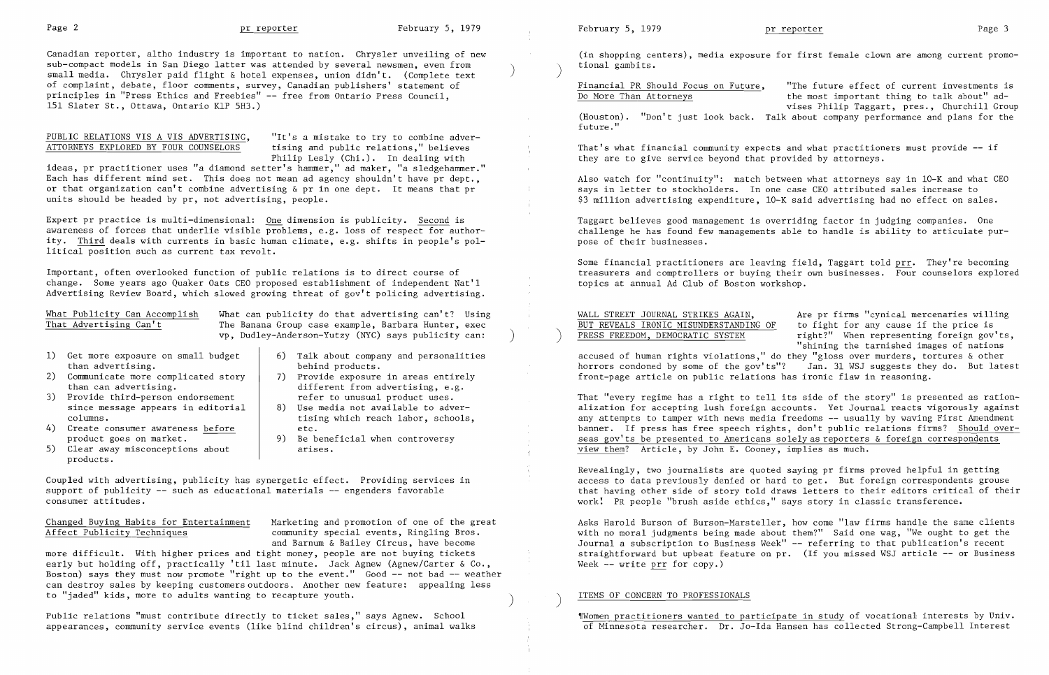Canadian reporter, altho industry is important to nation. Chrysler unveiling of new sub-compact models in San Diego latter was attended by several newsmen, even from small media. Chrysler paid flight & hotel expenses, union didn't. (Complete text of complaint, debate, floor comments, survey, Canadian publishers' statement of principles in "Press Ethics and Freebies" -- free from Ontario Press Council, 151 Slater St., Ottawa, Ontario K1P 5H3.)

## PUBLIC RELATIONS VIS A VIS ADVERTISING, ATTORNEYS EXPLORED BY FOUR COUNSELORS

"It's a mistake to try to combine advertising and public relations," believes Philip Lesly (Chi.). In dealing with ideas, pr practitioner uses "a diamond setter's hammer," ad maker, "a sledgehammer." Each has different mind set. This does not mean ad agency shouldn't have pr dept., or that organization can't combine advertising & pr in one dept. It means that pr units should be headed by pr, not advertising, people.

Expert pr practice is multi-dimensional: One dimension is publicity. Second is awareness of forces that underlie visible problems, e.g. loss of respect for authority. Third deals with currents in basic human climate, e.g. shifts in people's political position such as current tax revolt.

Important, often overlooked function of public relations is to direct course of change. Some years ago Quaker Oats CEO proposed establishment of independent Nat'l Advertising Review Board, which slowed growing threat of gov't policing advertising.

### What Publicity Can Accomplish That Advertising Can't

What can publicity do that advertising can't? Using The Banana Group case example, Barbara Hunter, exec vp, Dudley-Anderson-Yutzy (NYC) says publicity can:

1) Get more exposure on small budget than advertising.
2) Communicate more complicated story than can advertising.
3) Provide third-person endorsement since message appears in editorial columns.
4) Create consumer awareness before product goes on market.
5) Clear away misconceptions about products.
6) Talk about company and personalities behind products.
7) Provide exposure in areas entirely different from advertising, e.g. refer to unusual product uses.
8) Use media not available to advertising which reach labor, schools, etc.
9) Be beneficial when controversy arises.

Coupled with advertising, publicity has synergetic effect. Providing services in support of publicity -- such as educational materials -- engenders favorable consumer attitudes.

### Changed Buying Habits for Entertainment Affect Publicity Techniques

Marketing and promotion of one of the great community special events, Ringling Bros. and Barnum & Bailey Circus, have become more difficult. With higher prices and tight money, people are not buying tickets early but holding off, practically 'til last minute. Jack Agnew (Agnew/Carter & Co., Boston) says they must now promote "right up to the event." Good -- not bad -- weather can destroy sales by keeping customers outdoors. Another new feature: appealing less to "jaded" kids, more to adults wanting to recapture youth.

Public relations "must contribute directly to ticket sales," says Agnew. School appearances, community service events (like blind children's circus), animal walks (in shopping centers), media exposure for first female clown are among current promotional gambits.

### Financial PR Should Focus on Future, Do More Than Attorneys

"The future effect of current investments is the most important thing to talk about" advises Philip Taggart, pres., Churchill Group (Houston). "Don't just look back. Talk about company performance and plans for the future."

That's what financial community expects and what practitioners must provide -- if they are to give service beyond that provided by attorneys.

Also watch for "continuity": match between what attorneys say in 10-K and what CEO says in letter to stockholders. In one case CEO attributed sales increase to $3 million advertising expenditure, 10-K said advertising had no effect on sales.

Taggart believes good management is overriding factor in judging companies. One challenge he has found few managements able to handle is ability to articulate purpose of their businesses.

Some financial practitioners are leaving field, Taggart told prr. They're becoming treasurers and comptrollers or buying their own businesses. Four counselors explored topics at annual Ad Club of Boston workshop.

## WALL STREET JOURNAL STRIKES AGAIN, BUT REVEALS IRONIC MISUNDERSTANDING OF PRESS FREEDOM, DEMOCRATIC SYSTEM

Are pr firms "cynical mercenaries willing to fight for any cause if the price is right?" When representing foreign gov'ts, "shining the tarnished images of nations accused of human rights violations," do they "gloss over murders, tortures & other horrors condoned by some of the gov'ts"? Jan. 31 WSJ suggests they do. But latest front-page article on public relations has ironic flaw in reasoning.

That "every regime has a right to tell its side of the story" is presented as rationalization for accepting lush foreign accounts. Yet Journal reacts vigorously against any attempts to tamper with news media freedoms -- usually by waving First Amendment banner. If press has free speech rights, don't public relations firms? Should overseas gov'ts be presented to Americans solely as reporters & foreign correspondents view them? Article, by John E. Cooney, implies as much.

Revealingly, two journalists are quoted saying pr firms proved helpful in getting access to data previously denied or hard to get. But foreign correspondents grouse that having other side of story told draws letters to their editors critical of their work! PR people "brush aside ethics," says story in classic transference.

Asks Harold Burson of Burson-Marsteller, how come "law firms handle the same clients with no moral judgments being made about them?" Said one wag, "We ought to get the Journal a subscription to Business Week" -- referring to that publication's recent straightforward but upbeat feature on pr. (If you missed WSJ article -- or Business Week -- write prr for copy.)

## ITEMS OF CONCERN TO PROFESSIONALS

¶Women practitioners wanted to participate in study of vocational interests by Univ. of Minnesota researcher. Dr. Jo-Ida Hansen has collected Strong-Campbell Interest